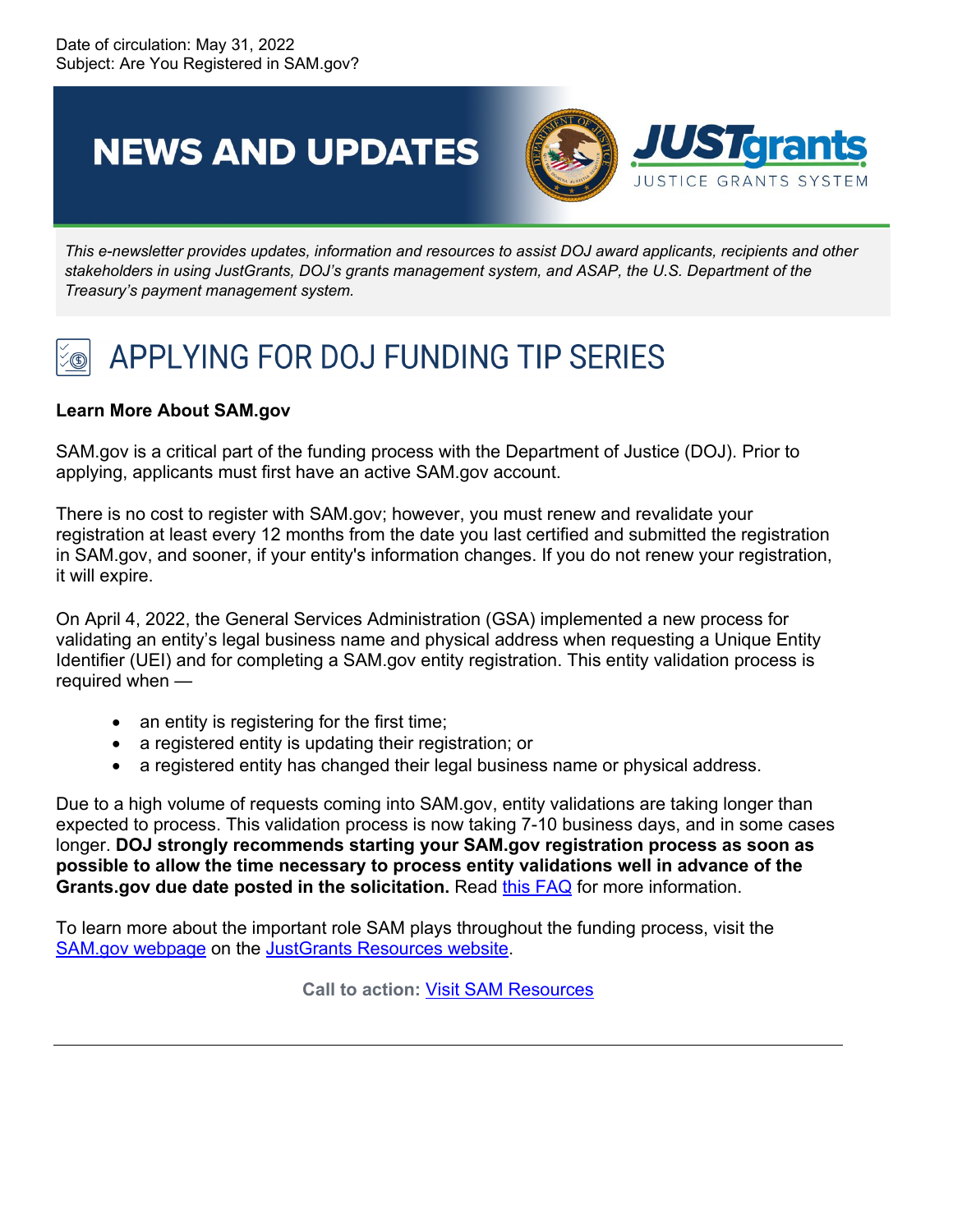Date of circulation: May 31, 2022
Subject: Are You Registered in SAM.gov?

# NEWS AND UPDATES

JUSTgrants
JUSTICE GRANTS SYSTEM

*This e-newsletter provides updates, information and resources to assist DOJ award applicants, recipients and other stakeholders in using JustGrants, DOJ's grants management system, and ASAP, the U.S. Department of the Treasury's payment management system.*

## APPLYING FOR DOJ FUNDING TIP SERIES

**Learn More About SAM.gov**

SAM.gov is a critical part of the funding process with the Department of Justice (DOJ). Prior to applying, applicants must first have an active SAM.gov account.

There is no cost to register with SAM.gov; however, you must renew and revalidate your registration at least every 12 months from the date you last certified and submitted the registration in SAM.gov, and sooner, if your entity's information changes. If you do not renew your registration, it will expire.

On April 4, 2022, the General Services Administration (GSA) implemented a new process for validating an entity's legal business name and physical address when requesting a Unique Entity Identifier (UEI) and for completing a SAM.gov entity registration. This entity validation process is required when —

- an entity is registering for the first time;
- a registered entity is updating their registration; or
- a registered entity has changed their legal business name or physical address.

Due to a high volume of requests coming into SAM.gov, entity validations are taking longer than expected to process. This validation process is now taking 7-10 business days, and in some cases longer. **DOJ strongly recommends starting your SAM.gov registration process as soon as possible to allow the time necessary to process entity validations well in advance of the Grants.gov due date posted in the solicitation.** Read this FAQ for more information.

To learn more about the important role SAM plays throughout the funding process, visit the SAM.gov webpage on the JustGrants Resources website.

**Call to action:** Visit SAM Resources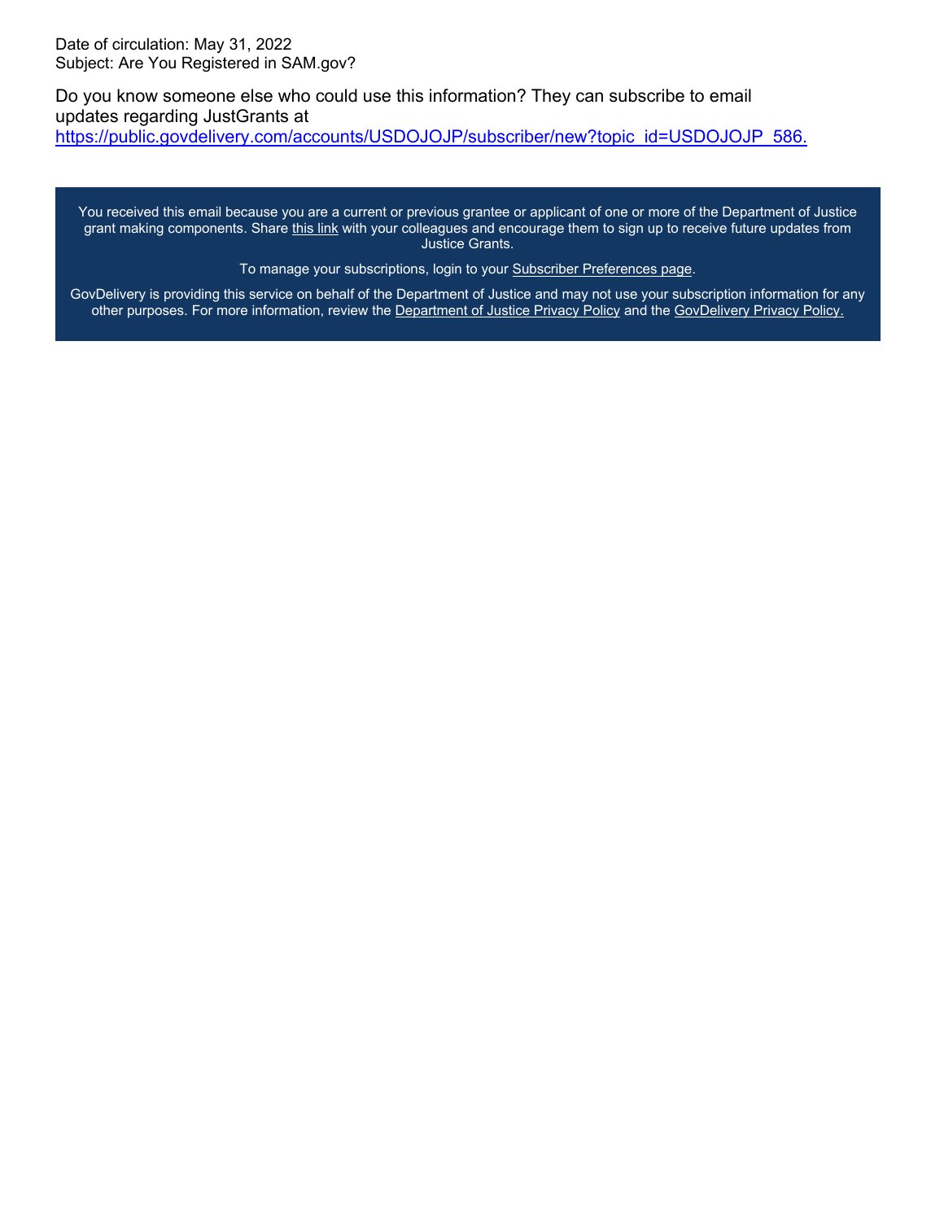Date of circulation: May 31, 2022
Subject: Are You Registered in SAM.gov?

Do you know someone else who could use this information? They can subscribe to email updates regarding JustGrants at https://public.govdelivery.com/accounts/USDOJOJP/subscriber/new?topic_id=USDOJOJP_586.

You received this email because you are a current or previous grantee or applicant of one or more of the Department of Justice grant making components. Share this link with your colleagues and encourage them to sign up to receive future updates from Justice Grants.

To manage your subscriptions, login to your Subscriber Preferences page.

GovDelivery is providing this service on behalf of the Department of Justice and may not use your subscription information for any other purposes. For more information, review the Department of Justice Privacy Policy and the GovDelivery Privacy Policy.